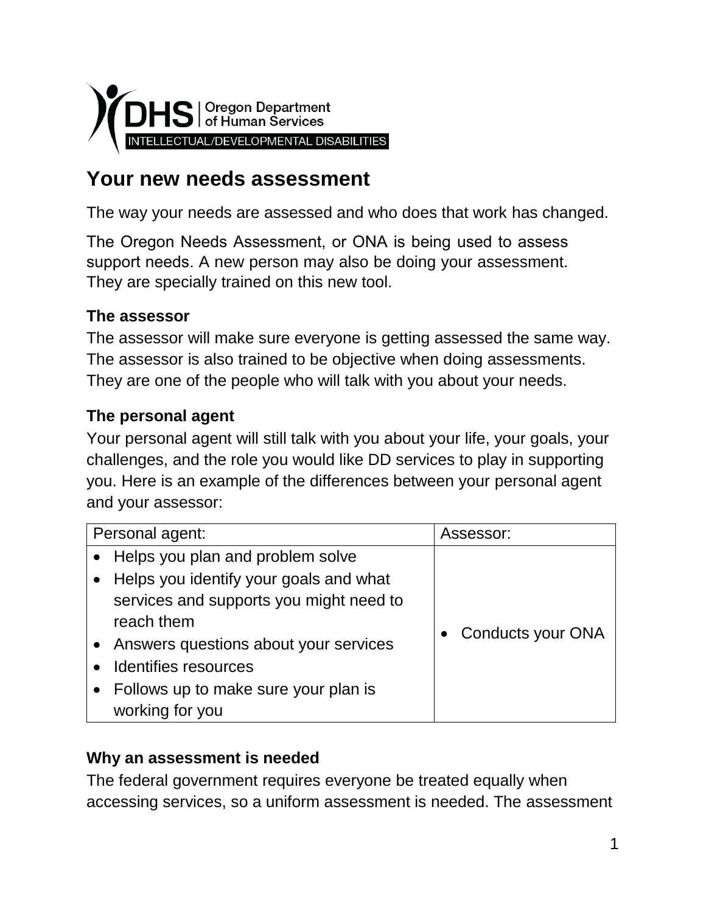DHS | Oregon Department of Human Services

INTELLECTUAL/DEVELOPMENTAL DISABILITIES

# Your new needs assessment

The way your needs are assessed and who does that work has changed.

The Oregon Needs Assessment, or ONA is being used to assess support needs. A new person may also be doing your assessment. They are specially trained on this new tool.

### The assessor

The assessor will make sure everyone is getting assessed the same way. The assessor is also trained to be objective when doing assessments. They are one of the people who will talk with you about your needs.

### The personal agent

Your personal agent will still talk with you about your life, your goals, your challenges, and the role you would like DD services to play in supporting you. Here is an example of the differences between your personal agent and your assessor:

| Personal agent: | Assessor: |
| --- | --- |
| • Helps you plan and problem solve<br>• Helps you identify your goals and what services and supports you might need to reach them<br>• Answers questions about your services<br>• Identifies resources<br>• Follows up to make sure your plan is working for you | • Conducts your ONA |

### Why an assessment is needed

The federal government requires everyone be treated equally when accessing services, so a uniform assessment is needed. The assessment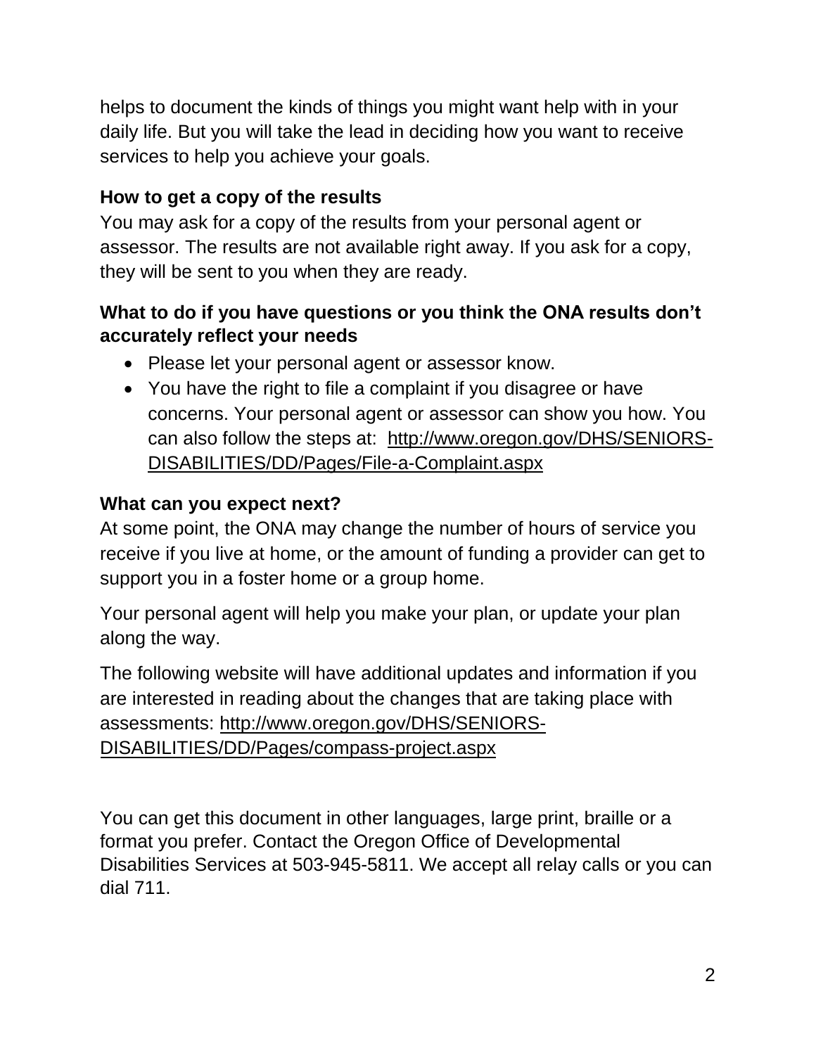helps to document the kinds of things you might want help with in your daily life. But you will take the lead in deciding how you want to receive services to help you achieve your goals.

**How to get a copy of the results**

You may ask for a copy of the results from your personal agent or assessor. The results are not available right away. If you ask for a copy, they will be sent to you when they are ready.

**What to do if you have questions or you think the ONA results don't accurately reflect your needs**

- Please let your personal agent or assessor know.
- You have the right to file a complaint if you disagree or have concerns. Your personal agent or assessor can show you how. You can also follow the steps at: http://www.oregon.gov/DHS/SENIORS-DISABILITIES/DD/Pages/File-a-Complaint.aspx

**What can you expect next?**

At some point, the ONA may change the number of hours of service you receive if you live at home, or the amount of funding a provider can get to support you in a foster home or a group home.

Your personal agent will help you make your plan, or update your plan along the way.

The following website will have additional updates and information if you are interested in reading about the changes that are taking place with assessments: http://www.oregon.gov/DHS/SENIORS-DISABILITIES/DD/Pages/compass-project.aspx

You can get this document in other languages, large print, braille or a format you prefer. Contact the Oregon Office of Developmental Disabilities Services at 503-945-5811. We accept all relay calls or you can dial 711.